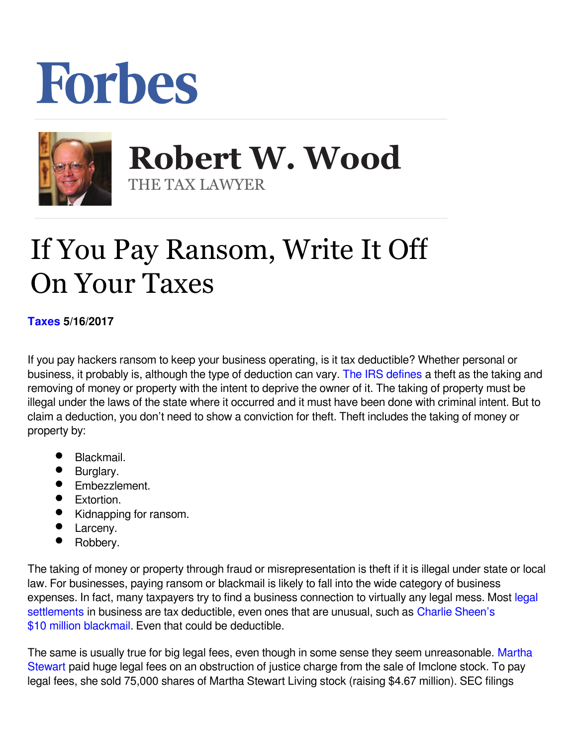Forbes

# Robert W. Wood

THE TAX LAWYER

# If You Pay Ransom, Write It Off On Your Taxes

**Taxes 5/16/2017**

If you pay hackers ransom to keep your business operating, is it tax deductible? Whether personal or business, it probably is, although the type of deduction can vary. The IRS defines a theft as the taking and removing of money or property with the intent to deprive the owner of it. The taking of property must be illegal under the laws of the state where it occurred and it must have been done with criminal intent. But to claim a deduction, you don't need to show a conviction for theft. Theft includes the taking of money or property by:

- Blackmail.
- Burglary.
- Embezzlement.
- Extortion.
- Kidnapping for ransom.
- Larceny.
- Robbery.

The taking of money or property through fraud or misrepresentation is theft if it is illegal under state or local law. For businesses, paying ransom or blackmail is likely to fall into the wide category of business expenses. In fact, many taxpayers try to find a business connection to virtually any legal mess. Most legal settlements in business are tax deductible, even ones that are unusual, such as Charlie Sheen's $10 million blackmail. Even that could be deductible.

The same is usually true for big legal fees, even though in some sense they seem unreasonable. Martha Stewart paid huge legal fees on an obstruction of justice charge from the sale of Imclone stock. To pay legal fees, she sold 75,000 shares of Martha Stewart Living stock (raising $4.67 million). SEC filings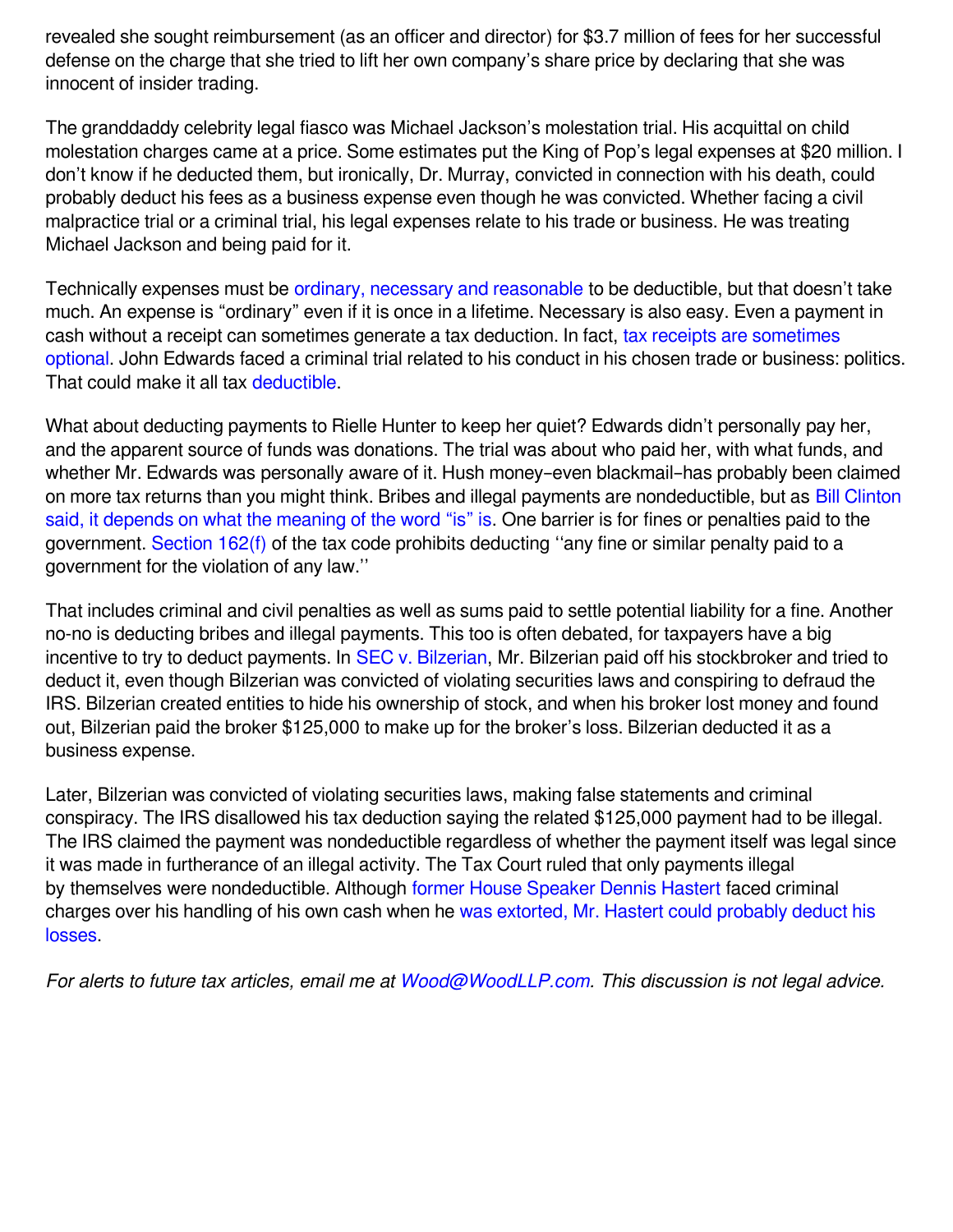revealed she sought reimbursement (as an officer and director) for $3.7 million of fees for her successful defense on the charge that she tried to lift her own company's share price by declaring that she was innocent of insider trading.

The granddaddy celebrity legal fiasco was Michael Jackson's molestation trial. His acquittal on child molestation charges came at a price. Some estimates put the King of Pop's legal expenses at $20 million. I don't know if he deducted them, but ironically, Dr. Murray, convicted in connection with his death, could probably deduct his fees as a business expense even though he was convicted. Whether facing a civil malpractice trial or a criminal trial, his legal expenses relate to his trade or business. He was treating Michael Jackson and being paid for it.

Technically expenses must be ordinary, necessary and reasonable to be deductible, but that doesn't take much. An expense is "ordinary" even if it is once in a lifetime. Necessary is also easy. Even a payment in cash without a receipt can sometimes generate a tax deduction. In fact, tax receipts are sometimes optional. John Edwards faced a criminal trial related to his conduct in his chosen trade or business: politics. That could make it all tax deductible.

What about deducting payments to Rielle Hunter to keep her quiet? Edwards didn't personally pay her, and the apparent source of funds was donations. The trial was about who paid her, with what funds, and whether Mr. Edwards was personally aware of it. Hush money–even blackmail–has probably been claimed on more tax returns than you might think. Bribes and illegal payments are nondeductible, but as Bill Clinton said, it depends on what the meaning of the word "is" is. One barrier is for fines or penalties paid to the government. Section 162(f) of the tax code prohibits deducting ''any fine or similar penalty paid to a government for the violation of any law.''

That includes criminal and civil penalties as well as sums paid to settle potential liability for a fine. Another no-no is deducting bribes and illegal payments. This too is often debated, for taxpayers have a big incentive to try to deduct payments. In SEC v. Bilzerian, Mr. Bilzerian paid off his stockbroker and tried to deduct it, even though Bilzerian was convicted of violating securities laws and conspiring to defraud the IRS. Bilzerian created entities to hide his ownership of stock, and when his broker lost money and found out, Bilzerian paid the broker $125,000 to make up for the broker's loss. Bilzerian deducted it as a business expense.

Later, Bilzerian was convicted of violating securities laws, making false statements and criminal conspiracy. The IRS disallowed his tax deduction saying the related $125,000 payment had to be illegal. The IRS claimed the payment was nondeductible regardless of whether the payment itself was legal since it was made in furtherance of an illegal activity. The Tax Court ruled that only payments illegal by themselves were nondeductible. Although former House Speaker Dennis Hastert faced criminal charges over his handling of his own cash when he was extorted, Mr. Hastert could probably deduct his losses.

*For alerts to future tax articles, email me at Wood@WoodLLP.com. This discussion is not legal advice.*